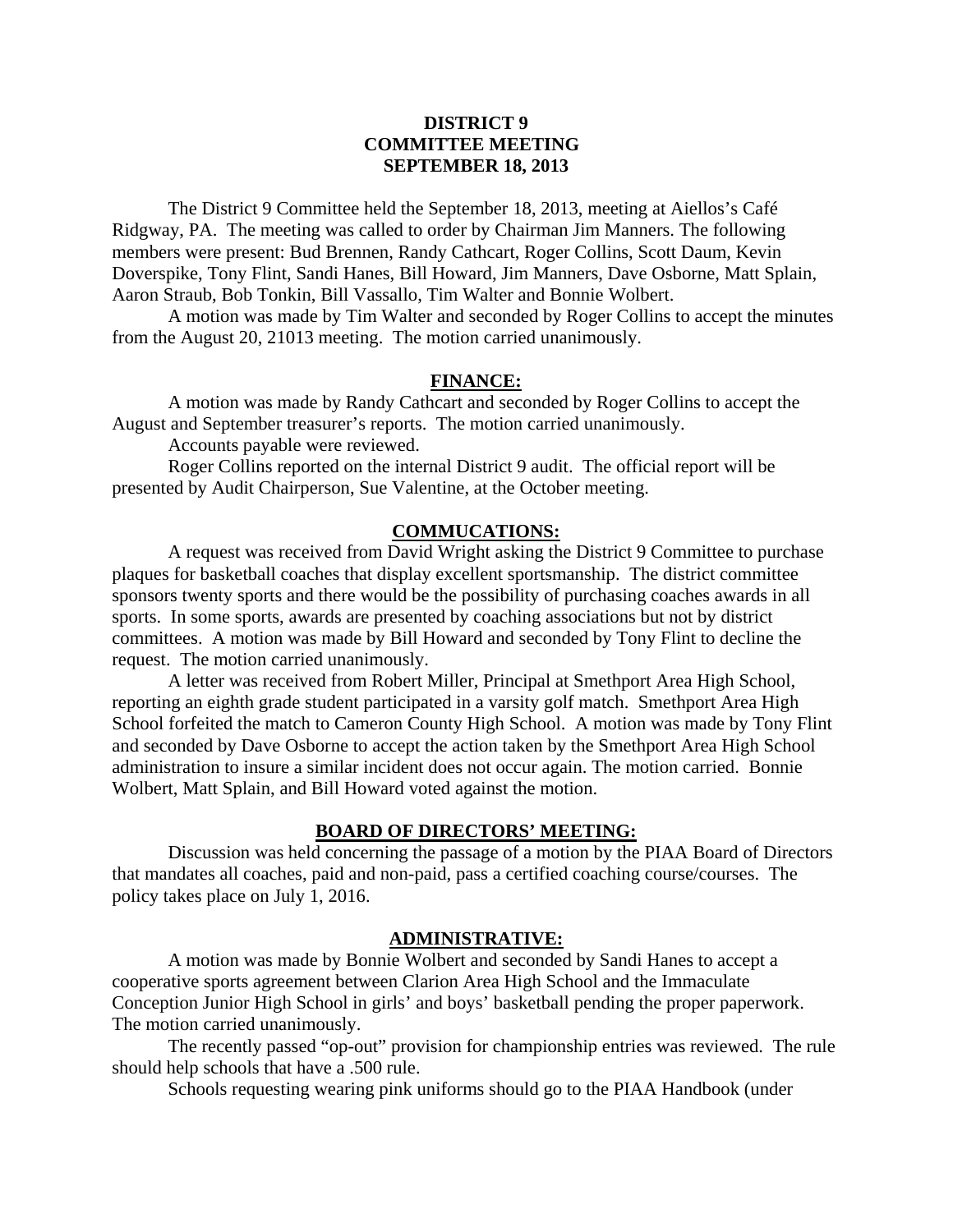# DISTRICT 9
## COMMITTEE MEETING
## SEPTEMBER 18, 2013

The District 9 Committee held the September 18, 2013, meeting at Aiellos's Café Ridgway, PA. The meeting was called to order by Chairman Jim Manners. The following members were present: Bud Brennen, Randy Cathcart, Roger Collins, Scott Daum, Kevin Doverspike, Tony Flint, Sandi Hanes, Bill Howard, Jim Manners, Dave Osborne, Matt Splain, Aaron Straub, Bob Tonkin, Bill Vassallo, Tim Walter and Bonnie Wolbert.

A motion was made by Tim Walter and seconded by Roger Collins to accept the minutes from the August 20, 21013 meeting. The motion carried unanimously.

### FINANCE:

A motion was made by Randy Cathcart and seconded by Roger Collins to accept the August and September treasurer's reports. The motion carried unanimously.

Accounts payable were reviewed.

Roger Collins reported on the internal District 9 audit. The official report will be presented by Audit Chairperson, Sue Valentine, at the October meeting.

### COMMUCATIONS:

A request was received from David Wright asking the District 9 Committee to purchase plaques for basketball coaches that display excellent sportsmanship. The district committee sponsors twenty sports and there would be the possibility of purchasing coaches awards in all sports. In some sports, awards are presented by coaching associations but not by district committees. A motion was made by Bill Howard and seconded by Tony Flint to decline the request. The motion carried unanimously.

A letter was received from Robert Miller, Principal at Smethport Area High School, reporting an eighth grade student participated in a varsity golf match. Smethport Area High School forfeited the match to Cameron County High School. A motion was made by Tony Flint and seconded by Dave Osborne to accept the action taken by the Smethport Area High School administration to insure a similar incident does not occur again. The motion carried. Bonnie Wolbert, Matt Splain, and Bill Howard voted against the motion.

### BOARD OF DIRECTORS' MEETING:

Discussion was held concerning the passage of a motion by the PIAA Board of Directors that mandates all coaches, paid and non-paid, pass a certified coaching course/courses. The policy takes place on July 1, 2016.

### ADMINISTRATIVE:

A motion was made by Bonnie Wolbert and seconded by Sandi Hanes to accept a cooperative sports agreement between Clarion Area High School and the Immaculate Conception Junior High School in girls' and boys' basketball pending the proper paperwork. The motion carried unanimously.

The recently passed "op-out" provision for championship entries was reviewed. The rule should help schools that have a .500 rule.

Schools requesting wearing pink uniforms should go to the PIAA Handbook (under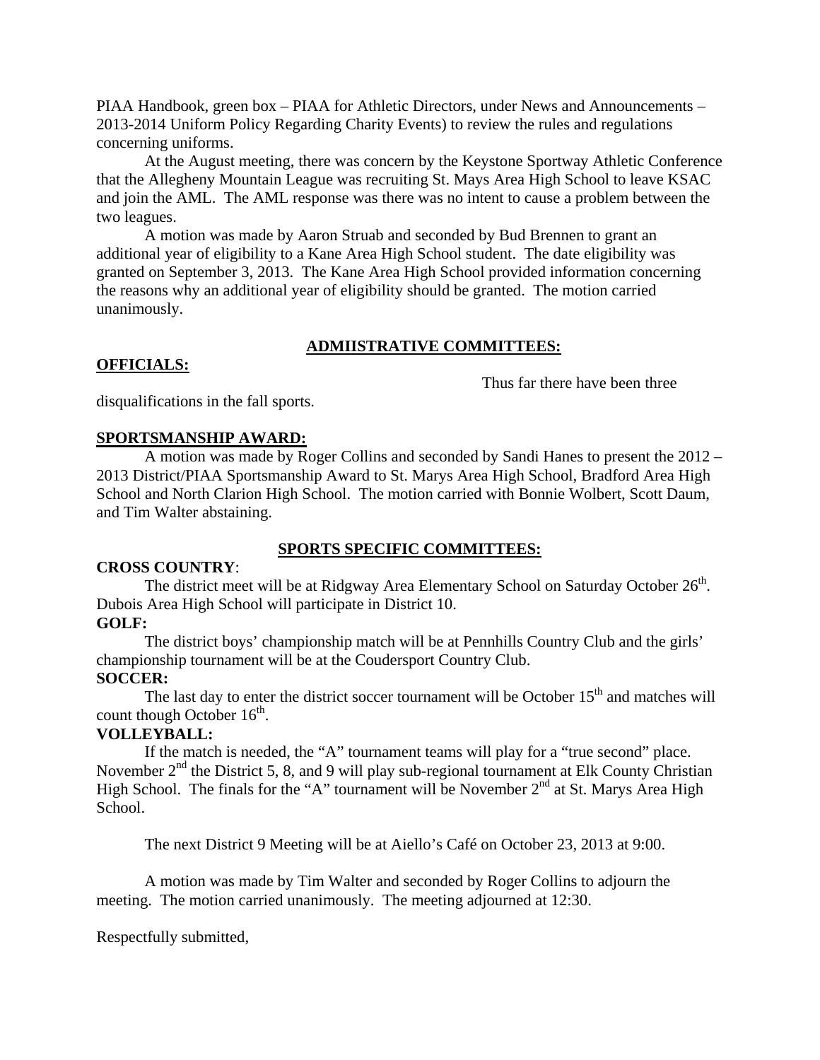PIAA Handbook, green box – PIAA for Athletic Directors, under News and Announcements – 2013-2014 Uniform Policy Regarding Charity Events) to review the rules and regulations concerning uniforms.

At the August meeting, there was concern by the Keystone Sportway Athletic Conference that the Allegheny Mountain League was recruiting St. Mays Area High School to leave KSAC and join the AML. The AML response was there was no intent to cause a problem between the two leagues.

A motion was made by Aaron Struab and seconded by Bud Brennen to grant an additional year of eligibility to a Kane Area High School student. The date eligibility was granted on September 3, 2013. The Kane Area High School provided information concerning the reasons why an additional year of eligibility should be granted. The motion carried unanimously.

## ADMIISTRATIVE COMMITTEES:

**OFFICIALS:**

Thus far there have been three disqualifications in the fall sports.

**SPORTSMANSHIP AWARD:**

A motion was made by Roger Collins and seconded by Sandi Hanes to present the 2012 – 2013 District/PIAA Sportsmanship Award to St. Marys Area High School, Bradford Area High School and North Clarion High School. The motion carried with Bonnie Wolbert, Scott Daum, and Tim Walter abstaining.

## SPORTS SPECIFIC COMMITTEES:

**CROSS COUNTRY**:

The district meet will be at Ridgway Area Elementary School on Saturday October 26th. Dubois Area High School will participate in District 10.

**GOLF:**

The district boys' championship match will be at Pennhills Country Club and the girls' championship tournament will be at the Coudersport Country Club.

**SOCCER:**

The last day to enter the district soccer tournament will be October 15th and matches will count though October 16th.

**VOLLEYBALL:**

If the match is needed, the "A" tournament teams will play for a "true second" place. November 2nd the District 5, 8, and 9 will play sub-regional tournament at Elk County Christian High School. The finals for the "A" tournament will be November 2nd at St. Marys Area High School.

The next District 9 Meeting will be at Aiello's Café on October 23, 2013 at 9:00.

A motion was made by Tim Walter and seconded by Roger Collins to adjourn the meeting. The motion carried unanimously. The meeting adjourned at 12:30.

Respectfully submitted,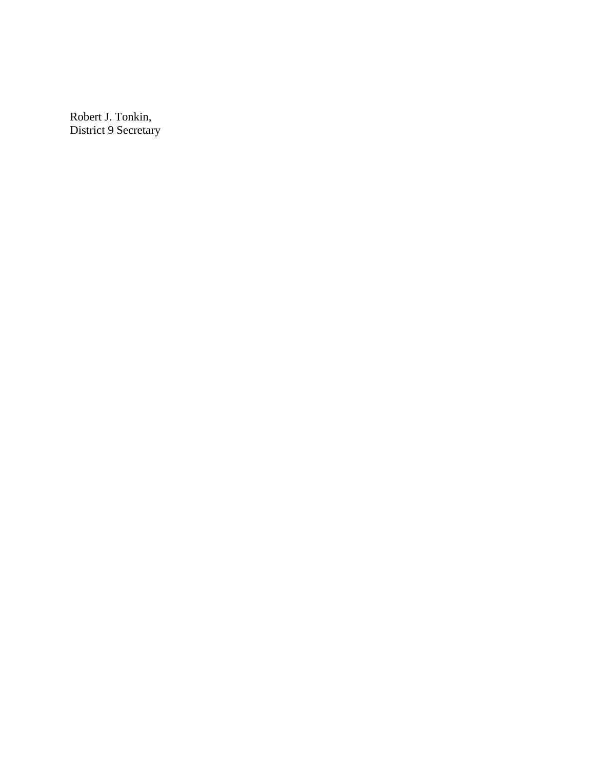Robert J. Tonkin,
District 9 Secretary